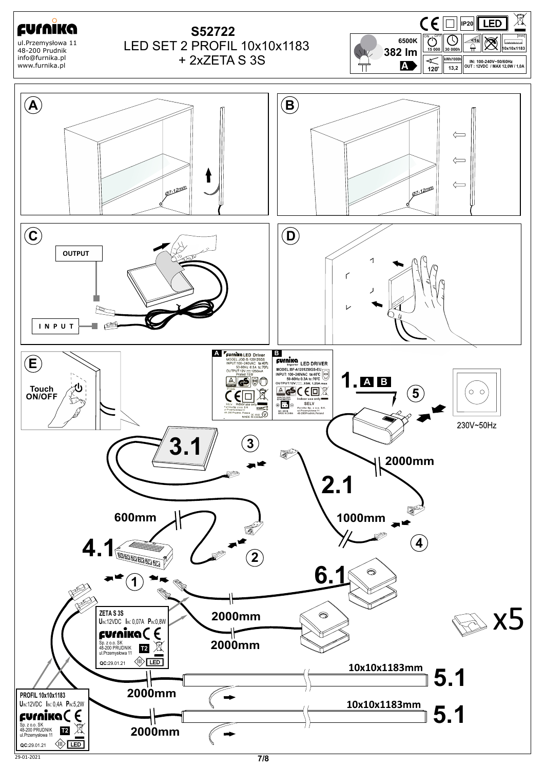# FURNIKA

ul.Przemysłowa 11
48-200 Prudnik
info@furnika.pl
www.furnika.pl

## S52722
LED SET 2 PROFIL 10x10x1183
+ 2xZETA S 3S

6500K
382 lm
A

IP20 LED

ON OFF 15 000 | 30 000h | <1s | [mm] 10x10x1183

120° | kWh/1000h 13,2 | IN: 100-240V~50/60Hz OUT : 12VDC / MAX 12,0W / 1,0A

**A**

Ø7-12mm

**B**

Ø7-12mm

**C**

OUTPUT

INPUT

**D**

**E**

Touch ON/OFF

**A** FURNIKA LED Driver
MODEL:JOD-S-120125GS
INPUT:100~240VAC ta:40°c
50-60Hz 0.5A tc:70°c
OUTPUT:12V ⎓ 1250mA
Prated:15W
SELV Indoor use only
Furnika Sp. z o.o. S.K.
ul.Przemysłowa 11
48-200 Prudnik, Poland QC:
MADE IN CHINA

**B** FURNIKA Importer LED DRIVER
MODEL:BF-A1201250GS-EU
INPUT: 100~240VAC ta:40°C
50-60Hz 0.3A tc:70°C
OUTPUT:12V ⎓ ,15W, 1,25A max
Indoor use only
SELV
Furnika Sp. z o.o. S.K.
ul.Przemysłowa 11
48-200Prudnik,Poland
QC:
MADE IN CHINA

**1.** A B

5

230V~50Hz

**3.1**

3

2000mm

**2.1**

600mm

1000mm

4

**4.1**

2

1

**6.1**

x5

ZETA S 3S
$U_{IN}$:12VDC $I_{IN}$: 0,07A $P_{IN}$:0,8W
FURNIKA CE
Sp. z o.o. SK
48-200 PRUDNIK
ul.Przemysłowa 11
T2
QC:29.01.21 III LED

2000mm

2000mm

10x10x1183mm **5.1**

2000mm

10x10x1183mm **5.1**

PROFIL 10x10x1183
$U_{IN}$:12VDC $I_{IN}$: 0,4A $P_{IN}$:5,2W
FURNIKA CE
Sp. z o.o. SK
48-200 PRUDNIK
ul.Przemysłowa 11
T2
QC:29.01.21 III LED

2000mm

29-01-2021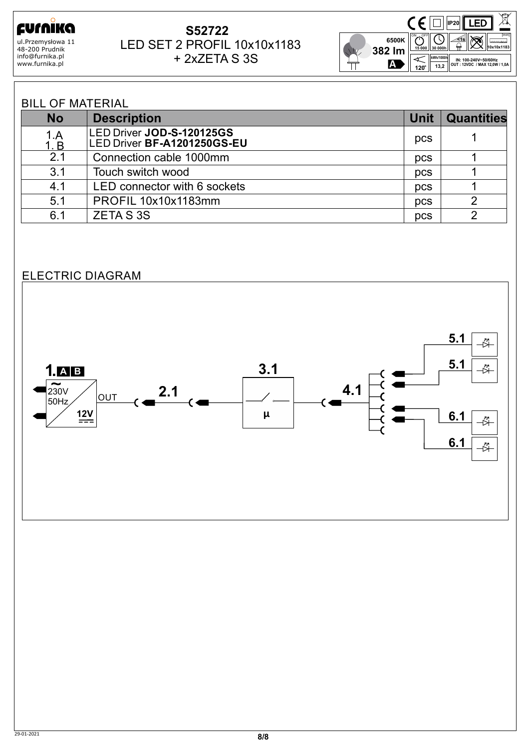**Furnika**
ul.Przemysłowa 11
48-200 Prudnik
info@furnika.pl
www.furnika.pl

**S52722**
LED SET 2 PROFIL 10x10x1183
+ 2xZETA S 3S

6500K
382 lm
A
15 000
30 000h
<1s
10x10x1183
120°
kWh/1000h 13,2
IN: 100-240V~50/60Hz
OUT : 12VDC / MAX 12,0W / 1,0A
IP20
LED

## BILL OF MATERIAL

| No | Description | Unit | Quantities |
|---|---|---|---|
| 1.A<br>1.B | LED Driver **JOD-S-120125GS**<br>LED Driver **BF-A1201250GS-EU** | pcs | 1 |
| 2.1 | Connection cable 1000mm | pcs | 1 |
| 3.1 | Touch switch wood | pcs | 1 |
| 4.1 | LED connector with 6 sockets | pcs | 1 |
| 5.1 | PROFIL 10x10x1183mm | pcs | 2 |
| 6.1 | ZETA S 3S | pcs | 2 |

## ELECTRIC DIAGRAM

1. A B
~ 230V 50Hz
OUT
12V
2.1
3.1
µ
4.1
5.1
5.1
6.1
6.1

29-01-2021